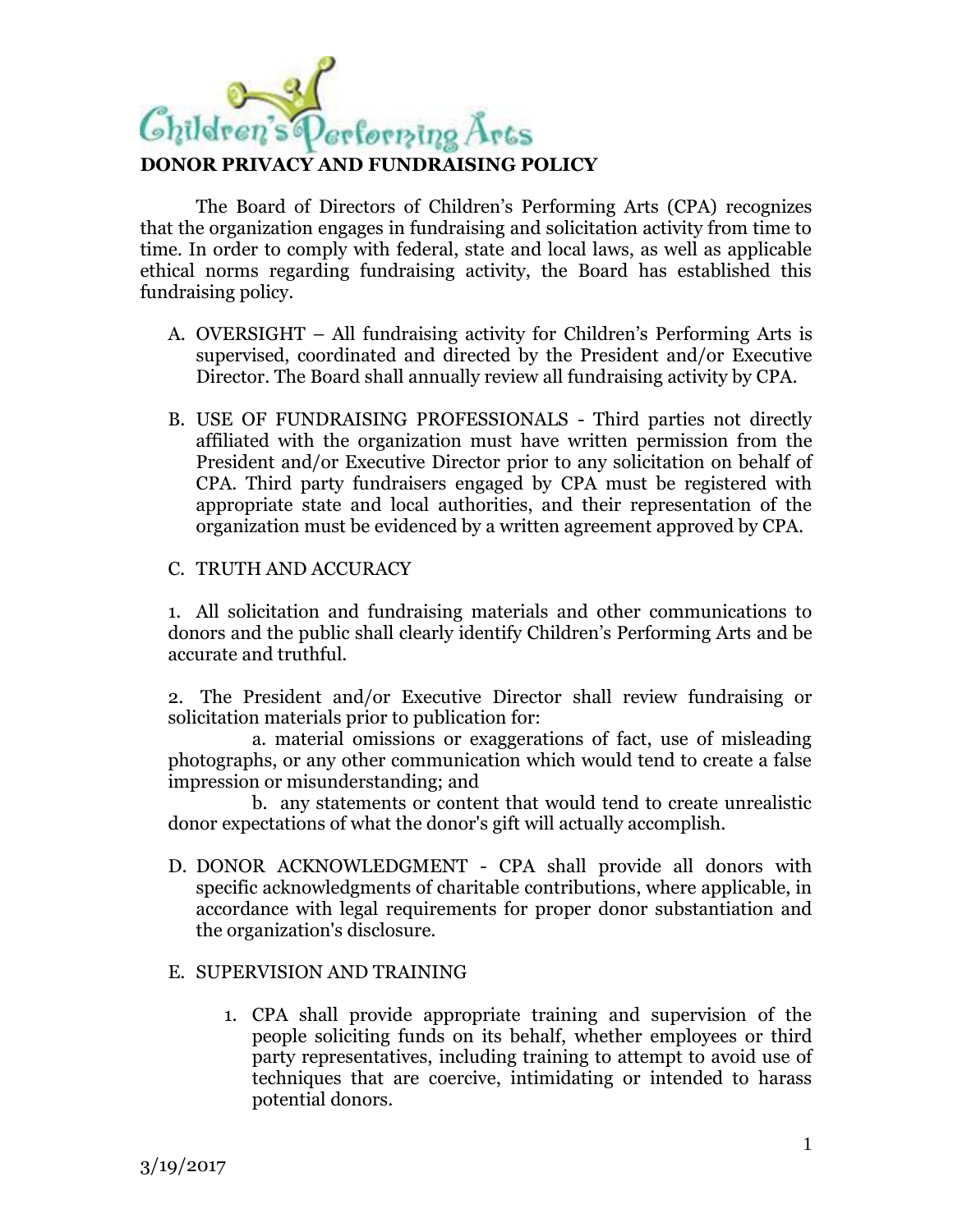Children's Performing Arts

# DONOR PRIVACY AND FUNDRAISING POLICY

The Board of Directors of Children's Performing Arts (CPA) recognizes that the organization engages in fundraising and solicitation activity from time to time. In order to comply with federal, state and local laws, as well as applicable ethical norms regarding fundraising activity, the Board has established this fundraising policy.

A. OVERSIGHT – All fundraising activity for Children's Performing Arts is supervised, coordinated and directed by the President and/or Executive Director. The Board shall annually review all fundraising activity by CPA.

B. USE OF FUNDRAISING PROFESSIONALS - Third parties not directly affiliated with the organization must have written permission from the President and/or Executive Director prior to any solicitation on behalf of CPA. Third party fundraisers engaged by CPA must be registered with appropriate state and local authorities, and their representation of the organization must be evidenced by a written agreement approved by CPA.

C. TRUTH AND ACCURACY

1. All solicitation and fundraising materials and other communications to donors and the public shall clearly identify Children's Performing Arts and be accurate and truthful.

2. The President and/or Executive Director shall review fundraising or solicitation materials prior to publication for:

a. material omissions or exaggerations of fact, use of misleading photographs, or any other communication which would tend to create a false impression or misunderstanding; and

b. any statements or content that would tend to create unrealistic donor expectations of what the donor's gift will actually accomplish.

D. DONOR ACKNOWLEDGMENT - CPA shall provide all donors with specific acknowledgments of charitable contributions, where applicable, in accordance with legal requirements for proper donor substantiation and the organization's disclosure.

E. SUPERVISION AND TRAINING

1. CPA shall provide appropriate training and supervision of the people soliciting funds on its behalf, whether employees or third party representatives, including training to attempt to avoid use of techniques that are coercive, intimidating or intended to harass potential donors.

3/19/2017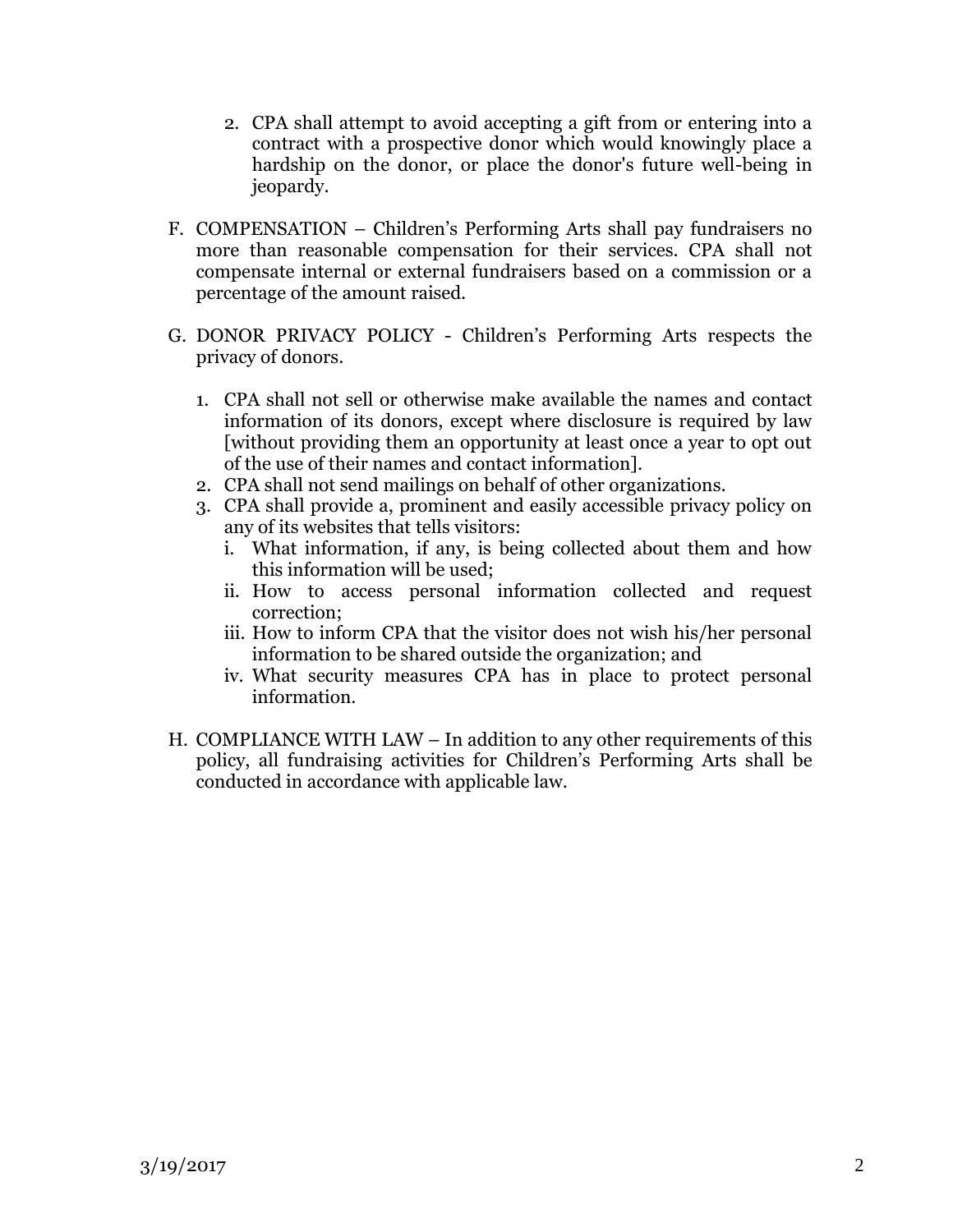2. CPA shall attempt to avoid accepting a gift from or entering into a contract with a prospective donor which would knowingly place a hardship on the donor, or place the donor's future well-being in jeopardy.

F. COMPENSATION – Children's Performing Arts shall pay fundraisers no more than reasonable compensation for their services. CPA shall not compensate internal or external fundraisers based on a commission or a percentage of the amount raised.

G. DONOR PRIVACY POLICY - Children's Performing Arts respects the privacy of donors.

1. CPA shall not sell or otherwise make available the names and contact information of its donors, except where disclosure is required by law [without providing them an opportunity at least once a year to opt out of the use of their names and contact information].
2. CPA shall not send mailings on behalf of other organizations.
3. CPA shall provide a, prominent and easily accessible privacy policy on any of its websites that tells visitors:
   - i. What information, if any, is being collected about them and how this information will be used;
   - ii. How to access personal information collected and request correction;
   - iii. How to inform CPA that the visitor does not wish his/her personal information to be shared outside the organization; and
   - iv. What security measures CPA has in place to protect personal information.

H. COMPLIANCE WITH LAW – In addition to any other requirements of this policy, all fundraising activities for Children's Performing Arts shall be conducted in accordance with applicable law.